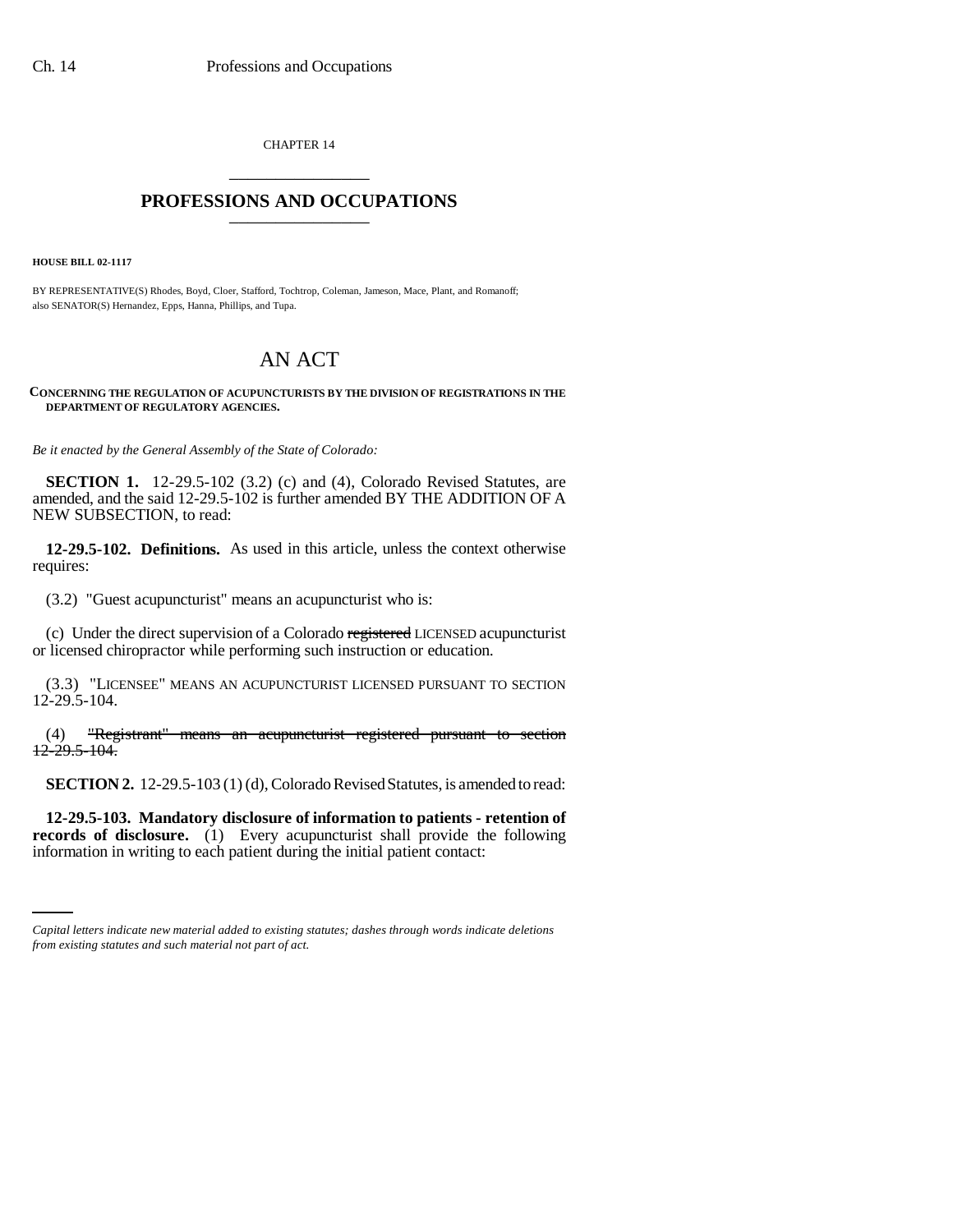CHAPTER 14

# PROFESSIONS AND OCCUPATIONS

**HOUSE BILL 02-1117**

BY REPRESENTATIVE(S) Rhodes, Boyd, Cloer, Stafford, Tochtrop, Coleman, Jameson, Mace, Plant, and Romanoff;
also SENATOR(S) Hernandez, Epps, Hanna, Phillips, and Tupa.

# AN ACT

**CONCERNING THE REGULATION OF ACUPUNCTURISTS BY THE DIVISION OF REGISTRATIONS IN THE DEPARTMENT OF REGULATORY AGENCIES.**

*Be it enacted by the General Assembly of the State of Colorado:*

**SECTION 1.** 12-29.5-102 (3.2) (c) and (4), Colorado Revised Statutes, are amended, and the said 12-29.5-102 is further amended BY THE ADDITION OF A NEW SUBSECTION, to read:

**12-29.5-102. Definitions.** As used in this article, unless the context otherwise requires:

(3.2) "Guest acupuncturist" means an acupuncturist who is:

(c) Under the direct supervision of a Colorado ~~registered~~ LICENSED acupuncturist or licensed chiropractor while performing such instruction or education.

(3.3) "LICENSEE" MEANS AN ACUPUNCTURIST LICENSED PURSUANT TO SECTION 12-29.5-104.

(4) ~~"Registrant" means an acupuncturist registered pursuant to section 12-29.5-104.~~

**SECTION 2.** 12-29.5-103 (1) (d), Colorado Revised Statutes, is amended to read:

**12-29.5-103. Mandatory disclosure of information to patients - retention of records of disclosure.** (1) Every acupuncturist shall provide the following information in writing to each patient during the initial patient contact:

*Capital letters indicate new material added to existing statutes; dashes through words indicate deletions from existing statutes and such material not part of act.*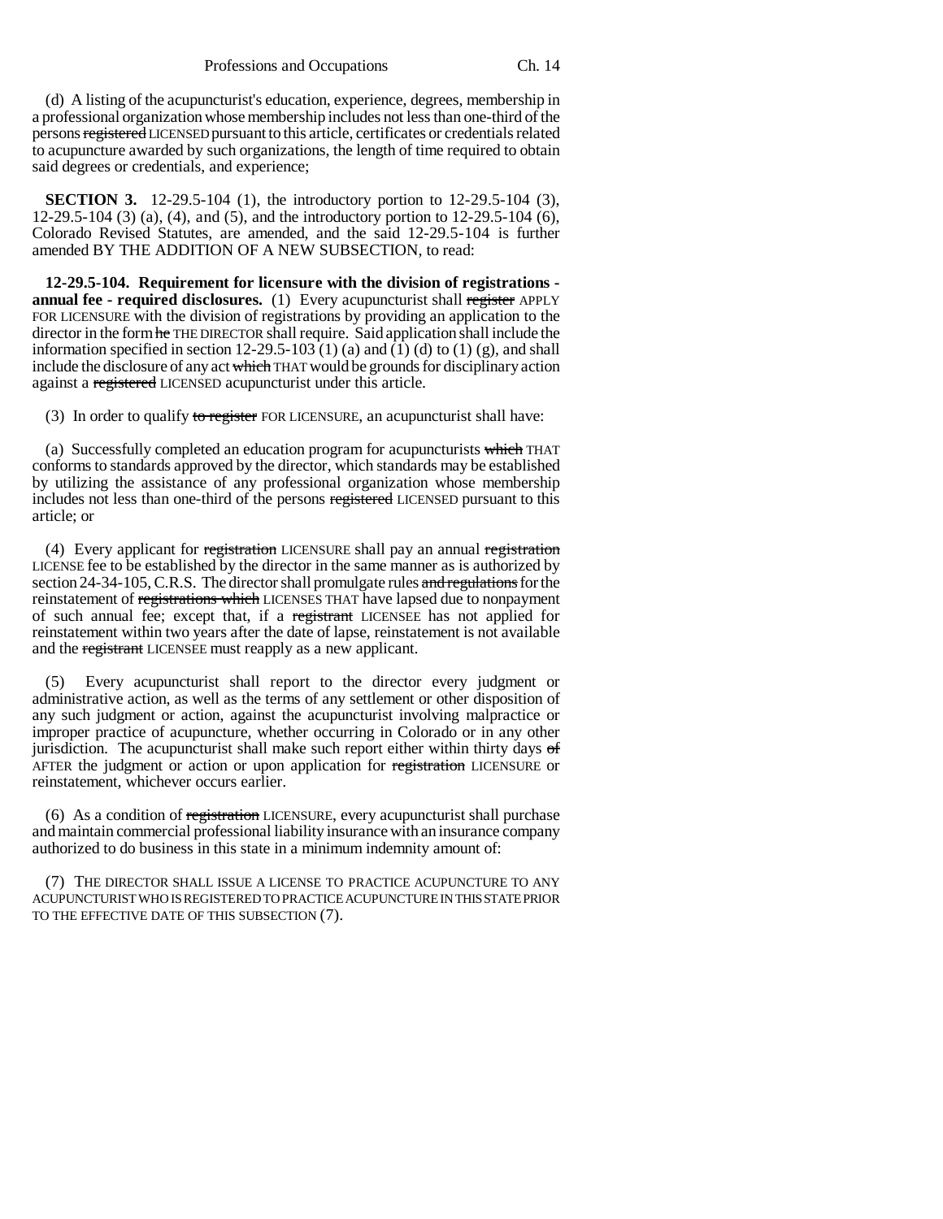(d) A listing of the acupuncturist's education, experience, degrees, membership in a professional organization whose membership includes not less than one-third of the persons ~~registered~~ LICENSED pursuant to this article, certificates or credentials related to acupuncture awarded by such organizations, the length of time required to obtain said degrees or credentials, and experience;

**SECTION 3.** 12-29.5-104 (1), the introductory portion to 12-29.5-104 (3), 12-29.5-104 (3) (a), (4), and (5), and the introductory portion to 12-29.5-104 (6), Colorado Revised Statutes, are amended, and the said 12-29.5-104 is further amended BY THE ADDITION OF A NEW SUBSECTION, to read:

**12-29.5-104. Requirement for licensure with the division of registrations - annual fee - required disclosures.** (1) Every acupuncturist shall ~~register~~ APPLY FOR LICENSURE with the division of registrations by providing an application to the director in the form ~~he~~ THE DIRECTOR shall require. Said application shall include the information specified in section 12-29.5-103 (1) (a) and (1) (d) to (1) (g), and shall include the disclosure of any act ~~which~~ THAT would be grounds for disciplinary action against a ~~registered~~ LICENSED acupuncturist under this article.

(3) In order to qualify ~~to register~~ FOR LICENSURE, an acupuncturist shall have:

(a) Successfully completed an education program for acupuncturists ~~which~~ THAT conforms to standards approved by the director, which standards may be established by utilizing the assistance of any professional organization whose membership includes not less than one-third of the persons ~~registered~~ LICENSED pursuant to this article; or

(4) Every applicant for ~~registration~~ LICENSURE shall pay an annual ~~registration~~ LICENSE fee to be established by the director in the same manner as is authorized by section 24-34-105, C.R.S. The director shall promulgate rules ~~and regulations~~ for the reinstatement of ~~registrations which~~ LICENSES THAT have lapsed due to nonpayment of such annual fee; except that, if a ~~registrant~~ LICENSEE has not applied for reinstatement within two years after the date of lapse, reinstatement is not available and the ~~registrant~~ LICENSEE must reapply as a new applicant.

(5) Every acupuncturist shall report to the director every judgment or administrative action, as well as the terms of any settlement or other disposition of any such judgment or action, against the acupuncturist involving malpractice or improper practice of acupuncture, whether occurring in Colorado or in any other jurisdiction. The acupuncturist shall make such report either within thirty days ~~of~~ AFTER the judgment or action or upon application for ~~registration~~ LICENSURE or reinstatement, whichever occurs earlier.

(6) As a condition of ~~registration~~ LICENSURE, every acupuncturist shall purchase and maintain commercial professional liability insurance with an insurance company authorized to do business in this state in a minimum indemnity amount of:

(7) THE DIRECTOR SHALL ISSUE A LICENSE TO PRACTICE ACUPUNCTURE TO ANY ACUPUNCTURIST WHO IS REGISTERED TO PRACTICE ACUPUNCTURE IN THIS STATE PRIOR TO THE EFFECTIVE DATE OF THIS SUBSECTION (7).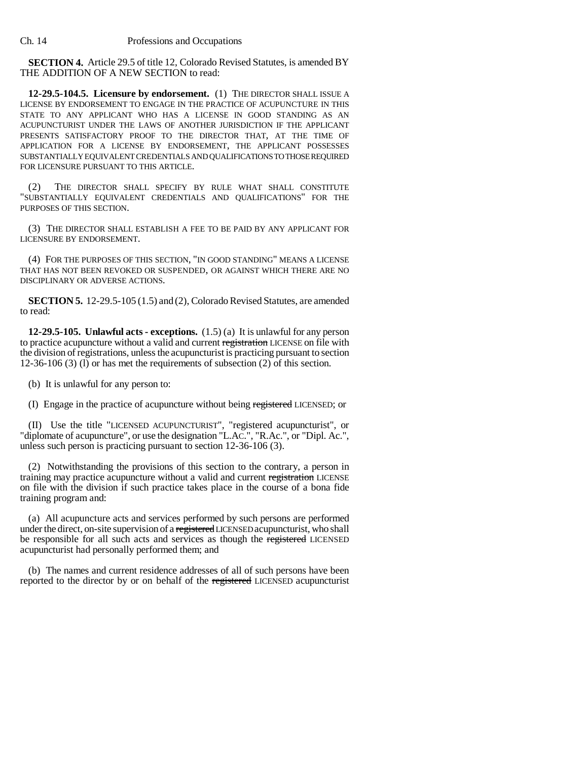**SECTION 4.** Article 29.5 of title 12, Colorado Revised Statutes, is amended BY THE ADDITION OF A NEW SECTION to read:

**12-29.5-104.5. Licensure by endorsement.** (1) THE DIRECTOR SHALL ISSUE A LICENSE BY ENDORSEMENT TO ENGAGE IN THE PRACTICE OF ACUPUNCTURE IN THIS STATE TO ANY APPLICANT WHO HAS A LICENSE IN GOOD STANDING AS AN ACUPUNCTURIST UNDER THE LAWS OF ANOTHER JURISDICTION IF THE APPLICANT PRESENTS SATISFACTORY PROOF TO THE DIRECTOR THAT, AT THE TIME OF APPLICATION FOR A LICENSE BY ENDORSEMENT, THE APPLICANT POSSESSES SUBSTANTIALLY EQUIVALENT CREDENTIALS AND QUALIFICATIONS TO THOSE REQUIRED FOR LICENSURE PURSUANT TO THIS ARTICLE.

(2) THE DIRECTOR SHALL SPECIFY BY RULE WHAT SHALL CONSTITUTE "SUBSTANTIALLY EQUIVALENT CREDENTIALS AND QUALIFICATIONS" FOR THE PURPOSES OF THIS SECTION.

(3) THE DIRECTOR SHALL ESTABLISH A FEE TO BE PAID BY ANY APPLICANT FOR LICENSURE BY ENDORSEMENT.

(4) FOR THE PURPOSES OF THIS SECTION, "IN GOOD STANDING" MEANS A LICENSE THAT HAS NOT BEEN REVOKED OR SUSPENDED, OR AGAINST WHICH THERE ARE NO DISCIPLINARY OR ADVERSE ACTIONS.

**SECTION 5.** 12-29.5-105 (1.5) and (2), Colorado Revised Statutes, are amended to read:

**12-29.5-105. Unlawful acts - exceptions.** (1.5) (a) It is unlawful for any person to practice acupuncture without a valid and current ~~registration~~ LICENSE on file with the division of registrations, unless the acupuncturist is practicing pursuant to section 12-36-106 (3) (l) or has met the requirements of subsection (2) of this section.

(b) It is unlawful for any person to:

(I) Engage in the practice of acupuncture without being ~~registered~~ LICENSED; or

(II) Use the title "LICENSED ACUPUNCTURIST", "registered acupuncturist", or "diplomate of acupuncture", or use the designation "L.AC.", "R.Ac.", or "Dipl. Ac.", unless such person is practicing pursuant to section 12-36-106 (3).

(2) Notwithstanding the provisions of this section to the contrary, a person in training may practice acupuncture without a valid and current ~~registration~~ LICENSE on file with the division if such practice takes place in the course of a bona fide training program and:

(a) All acupuncture acts and services performed by such persons are performed under the direct, on-site supervision of a ~~registered~~ LICENSED acupuncturist, who shall be responsible for all such acts and services as though the ~~registered~~ LICENSED acupuncturist had personally performed them; and

(b) The names and current residence addresses of all of such persons have been reported to the director by or on behalf of the ~~registered~~ LICENSED acupuncturist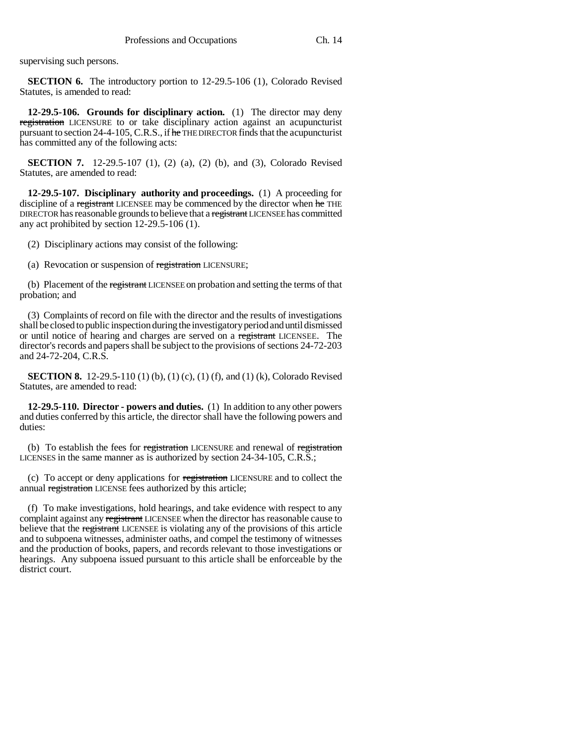supervising such persons.

**SECTION 6.** The introductory portion to 12-29.5-106 (1), Colorado Revised Statutes, is amended to read:

**12-29.5-106. Grounds for disciplinary action.** (1) The director may deny ~~registration~~ LICENSURE to or take disciplinary action against an acupuncturist pursuant to section 24-4-105, C.R.S., if ~~he~~ THE DIRECTOR finds that the acupuncturist has committed any of the following acts:

**SECTION 7.** 12-29.5-107 (1), (2) (a), (2) (b), and (3), Colorado Revised Statutes, are amended to read:

**12-29.5-107. Disciplinary authority and proceedings.** (1) A proceeding for discipline of a ~~registrant~~ LICENSEE may be commenced by the director when ~~he~~ THE DIRECTOR has reasonable grounds to believe that a ~~registrant~~ LICENSEE has committed any act prohibited by section 12-29.5-106 (1).

(2) Disciplinary actions may consist of the following:

(a) Revocation or suspension of ~~registration~~ LICENSURE;

(b) Placement of the ~~registrant~~ LICENSEE on probation and setting the terms of that probation; and

(3) Complaints of record on file with the director and the results of investigations shall be closed to public inspection during the investigatory period and until dismissed or until notice of hearing and charges are served on a ~~registrant~~ LICENSEE. The director's records and papers shall be subject to the provisions of sections 24-72-203 and 24-72-204, C.R.S.

**SECTION 8.** 12-29.5-110 (1) (b), (1) (c), (1) (f), and (1) (k), Colorado Revised Statutes, are amended to read:

**12-29.5-110. Director - powers and duties.** (1) In addition to any other powers and duties conferred by this article, the director shall have the following powers and duties:

(b) To establish the fees for ~~registration~~ LICENSURE and renewal of ~~registration~~ LICENSES in the same manner as is authorized by section 24-34-105, C.R.S.;

(c) To accept or deny applications for ~~registration~~ LICENSURE and to collect the annual ~~registration~~ LICENSE fees authorized by this article;

(f) To make investigations, hold hearings, and take evidence with respect to any complaint against any ~~registrant~~ LICENSEE when the director has reasonable cause to believe that the ~~registrant~~ LICENSEE is violating any of the provisions of this article and to subpoena witnesses, administer oaths, and compel the testimony of witnesses and the production of books, papers, and records relevant to those investigations or hearings. Any subpoena issued pursuant to this article shall be enforceable by the district court.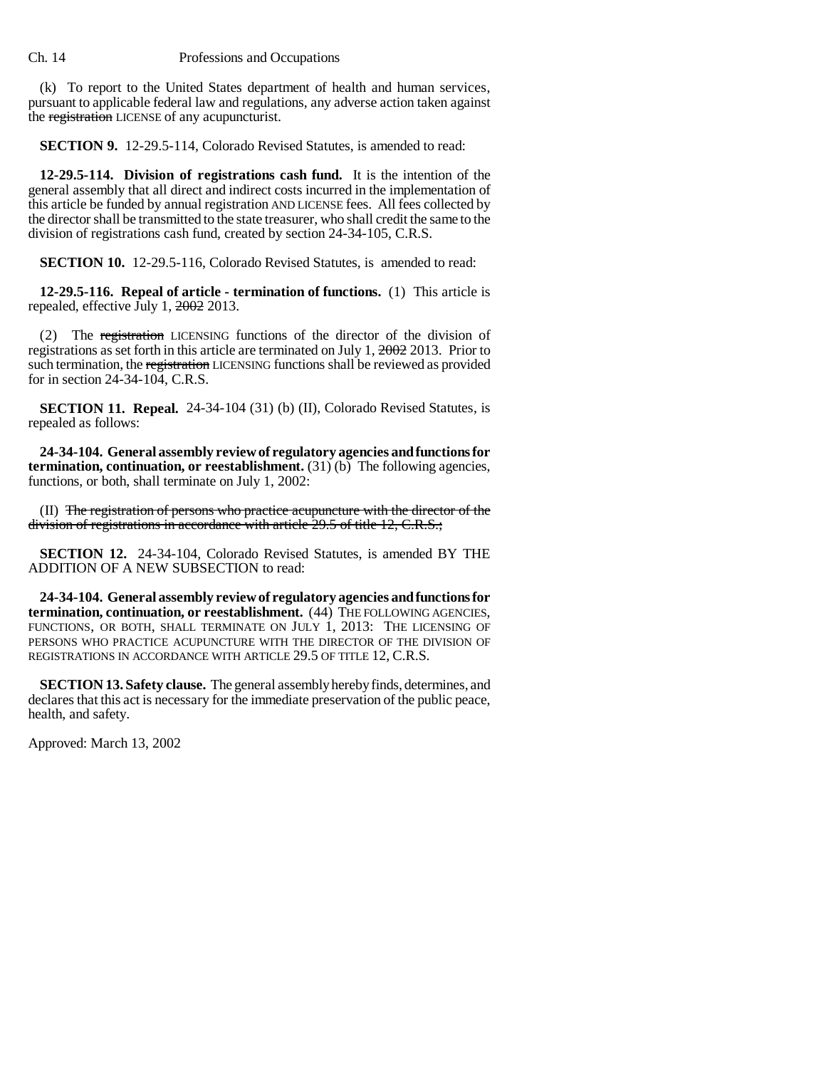(k) To report to the United States department of health and human services, pursuant to applicable federal law and regulations, any adverse action taken against the ~~registration~~ LICENSE of any acupuncturist.

**SECTION 9.** 12-29.5-114, Colorado Revised Statutes, is amended to read:

**12-29.5-114. Division of registrations cash fund.** It is the intention of the general assembly that all direct and indirect costs incurred in the implementation of this article be funded by annual registration AND LICENSE fees. All fees collected by the director shall be transmitted to the state treasurer, who shall credit the same to the division of registrations cash fund, created by section 24-34-105, C.R.S.

**SECTION 10.** 12-29.5-116, Colorado Revised Statutes, is amended to read:

**12-29.5-116. Repeal of article - termination of functions.** (1) This article is repealed, effective July 1, ~~2002~~ 2013.

(2) The ~~registration~~ LICENSING functions of the director of the division of registrations as set forth in this article are terminated on July 1, ~~2002~~ 2013. Prior to such termination, the ~~registration~~ LICENSING functions shall be reviewed as provided for in section 24-34-104, C.R.S.

**SECTION 11. Repeal.** 24-34-104 (31) (b) (II), Colorado Revised Statutes, is repealed as follows:

**24-34-104. General assembly review of regulatory agencies and functions for termination, continuation, or reestablishment.** (31) (b) The following agencies, functions, or both, shall terminate on July 1, 2002:

(II) ~~The registration of persons who practice acupuncture with the director of the division of registrations in accordance with article 29.5 of title 12, C.R.S.;~~

**SECTION 12.** 24-34-104, Colorado Revised Statutes, is amended BY THE ADDITION OF A NEW SUBSECTION to read:

**24-34-104. General assembly review of regulatory agencies and functions for termination, continuation, or reestablishment.** (44) THE FOLLOWING AGENCIES, FUNCTIONS, OR BOTH, SHALL TERMINATE ON JULY 1, 2013: THE LICENSING OF PERSONS WHO PRACTICE ACUPUNCTURE WITH THE DIRECTOR OF THE DIVISION OF REGISTRATIONS IN ACCORDANCE WITH ARTICLE 29.5 OF TITLE 12, C.R.S.

**SECTION 13. Safety clause.** The general assembly hereby finds, determines, and declares that this act is necessary for the immediate preservation of the public peace, health, and safety.

Approved: March 13, 2002